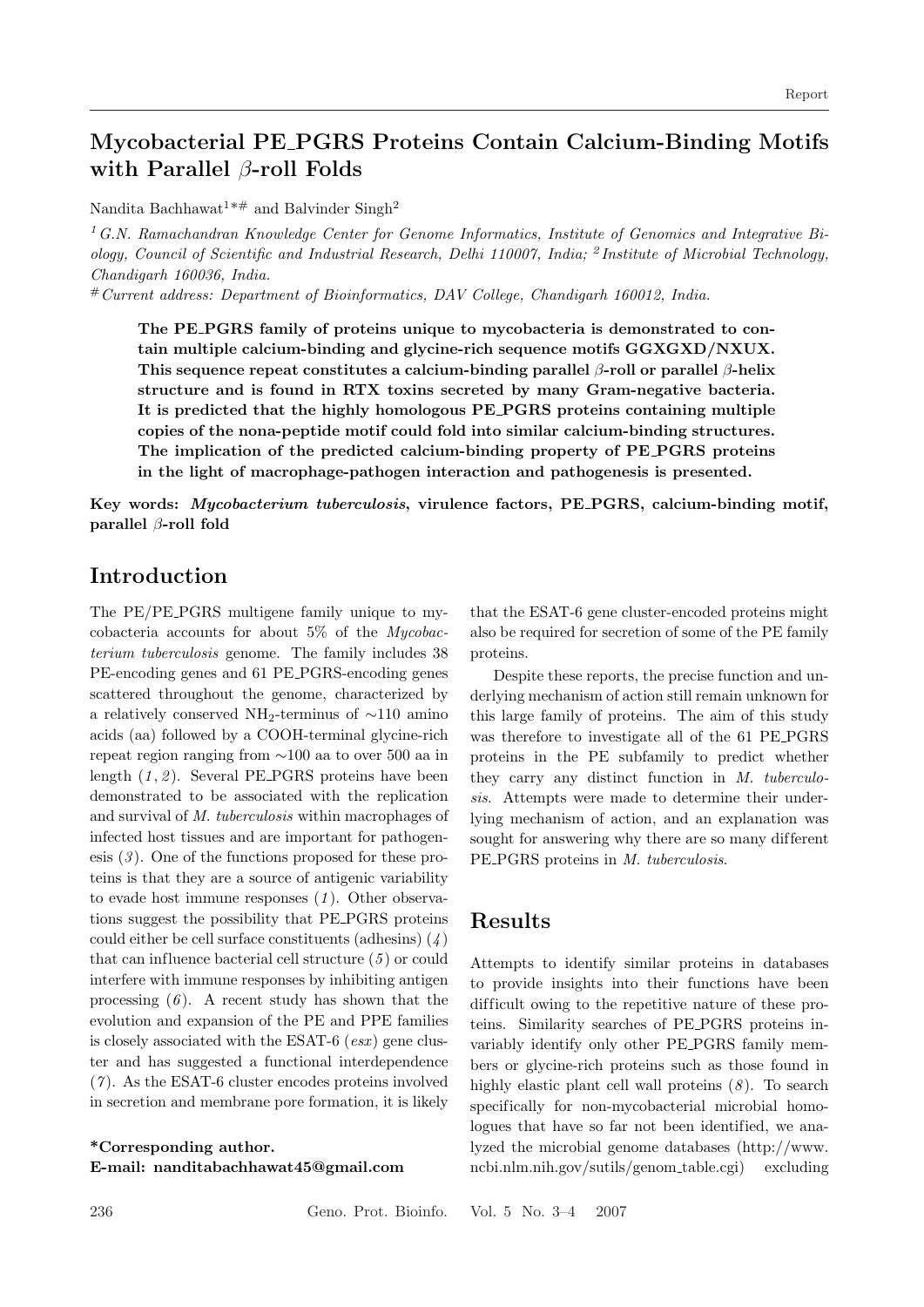# Mycobacterial PE_PGRS Proteins Contain Calcium-Binding Motifs with Parallel $\beta$-roll Folds

Nandita Bachhawat[1*#] and Balvinder Singh[2]

[1] *G.N. Ramachandran Knowledge Center for Genome Informatics, Institute of Genomics and Integrative Biology, Council of Scientific and Industrial Research, Delhi 110007, India;* [2] *Institute of Microbial Technology, Chandigarh 160036, India.*

[#] *Current address: Department of Bioinformatics, DAV College, Chandigarh 160012, India.*

**The PE_PGRS family of proteins unique to mycobacteria is demonstrated to contain multiple calcium-binding and glycine-rich sequence motifs GGXGXD/NXUX. This sequence repeat constitutes a calcium-binding parallel $\beta$-roll or parallel $\beta$-helix structure and is found in RTX toxins secreted by many Gram-negative bacteria. It is predicted that the highly homologous PE_PGRS proteins containing multiple copies of the nona-peptide motif could fold into similar calcium-binding structures. The implication of the predicted calcium-binding property of PE_PGRS proteins in the light of macrophage-pathogen interaction and pathogenesis is presented.**

**Key words:** ***Mycobacterium tuberculosis*****, virulence factors, PE_PGRS, calcium-binding motif, parallel $\beta$-roll fold**

## Introduction

The PE/PE_PGRS multigene family unique to mycobacteria accounts for about 5% of the *Mycobacterium tuberculosis* genome. The family includes 38 PE-encoding genes and 61 PE_PGRS-encoding genes scattered throughout the genome, characterized by a relatively conserved $NH_2$-terminus of ~110 amino acids (aa) followed by a COOH-terminal glycine-rich repeat region ranging from ~100 aa to over 500 aa in length (*1*, *2*). Several PE_PGRS proteins have been demonstrated to be associated with the replication and survival of *M. tuberculosis* within macrophages of infected host tissues and are important for pathogenesis (*3*). One of the functions proposed for these proteins is that they are a source of antigenic variability to evade host immune responses (*1*). Other observations suggest the possibility that PE_PGRS proteins could either be cell surface constituents (adhesins) (*4*) that can influence bacterial cell structure (*5*) or could interfere with immune responses by inhibiting antigen processing (*6*). A recent study has shown that the evolution and expansion of the PE and PPE families is closely associated with the ESAT-6 (*esx*) gene cluster and has suggested a functional interdependence (*7*). As the ESAT-6 cluster encodes proteins involved in secretion and membrane pore formation, it is likely that the ESAT-6 gene cluster-encoded proteins might also be required for secretion of some of the PE family proteins.

Despite these reports, the precise function and underlying mechanism of action still remain unknown for this large family of proteins. The aim of this study was therefore to investigate all of the 61 PE_PGRS proteins in the PE subfamily to predict whether they carry any distinct function in *M. tuberculosis*. Attempts were made to determine their underlying mechanism of action, and an explanation was sought for answering why there are so many different PE_PGRS proteins in *M. tuberculosis*.

**\*Corresponding author.**
**E-mail: nanditabachhawat45@gmail.com**

## Results

Attempts to identify similar proteins in databases to provide insights into their functions have been difficult owing to the repetitive nature of these proteins. Similarity searches of PE_PGRS proteins invariably identify only other PE_PGRS family members or glycine-rich proteins such as those found in highly elastic plant cell wall proteins (*8*). To search specifically for non-mycobacterial microbial homologues that have so far not been identified, we analyzed the microbial genome databases (http://www.ncbi.nlm.nih.gov/sutils/genom_table.cgi) excluding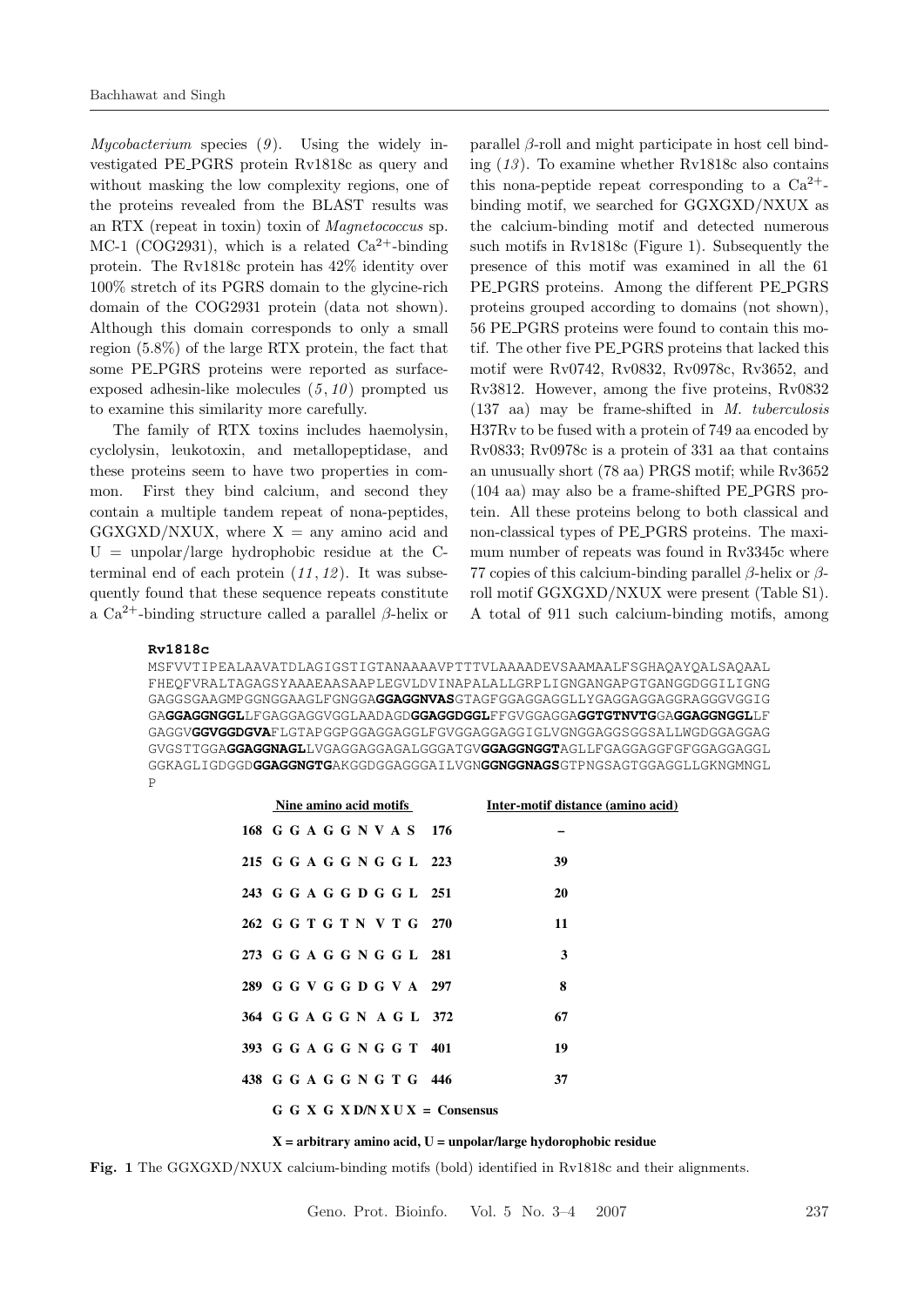*Mycobacterium* species (*9*). Using the widely investigated PE_PGRS protein Rv1818c as query and without masking the low complexity regions, one of the proteins revealed from the BLAST results was an RTX (repeat in toxin) toxin of *Magnetococcus* sp. MC-1 (COG2931), which is a related $Ca^{2+}$-binding protein. The Rv1818c protein has 42% identity over 100% stretch of its PGRS domain to the glycine-rich domain of the COG2931 protein (data not shown). Although this domain corresponds to only a small region (5.8%) of the large RTX protein, the fact that some PE_PGRS proteins were reported as surface-exposed adhesin-like molecules (*5*, *10*) prompted us to examine this similarity more carefully.

The family of RTX toxins includes haemolysin, cyclolysin, leukotoxin, and metallopeptidase, and these proteins seem to have two properties in common. First they bind calcium, and second they contain a multiple tandem repeat of nona-peptides, GGXGXD/NXUX, where X = any amino acid and U = unpolar/large hydrophobic residue at the C-terminal end of each protein (*11*, *12*). It was subsequently found that these sequence repeats constitute a $Ca^{2+}$-binding structure called a parallel β-helix or parallel β-roll and might participate in host cell binding (*13*). To examine whether Rv1818c also contains this nona-peptide repeat corresponding to a $Ca^{2+}$-binding motif, we searched for GGXGXD/NXUX as the calcium-binding motif and detected numerous such motifs in Rv1818c (Figure 1). Subsequently the presence of this motif was examined in all the 61 PE_PGRS proteins. Among the different PE_PGRS proteins grouped according to domains (not shown), 56 PE_PGRS proteins were found to contain this motif. The other five PE_PGRS proteins that lacked this motif were Rv0742, Rv0832, Rv0978c, Rv3652, and Rv3812. However, among the five proteins, Rv0832 (137 aa) may be frame-shifted in *M. tuberculosis* H37Rv to be fused with a protein of 749 aa encoded by Rv0833; Rv0978c is a protein of 331 aa that contains an unusually short (78 aa) PRGS motif; while Rv3652 (104 aa) may also be a frame-shifted PE_PGRS protein. All these proteins belong to both classical and non-classical types of PE_PGRS proteins. The maximum number of repeats was found in Rv3345c where 77 copies of this calcium-binding parallel β-helix or β-roll motif GGXGXD/NXUX were present (Table S1). A total of 911 such calcium-binding motifs, among

**Rv1818c**

MSFVVTIPEALAAVATDLAGIGSTIGTANAAAAVPTTTVLAAAADEVSAAMAALFSGHAQAYQALSAQAAL
FHEQFVRALTAGAGSYAAAEAASAAPLEGVLDVINAPALALLGRPLIGNGANGAPGTGANGGDGGILIGNG
GAGGSGAAGMPGGNGGAAGLFGNGGA**GGAGGNVAS**GTAGFGGAGGAGGLLYGAGGAGGAGGRAGGGVGGIG
GA**GGAGGNGGL**LFGAGGAGGVGGLAADAGD**GGAGGDGGL**FFGVGGAGGA**GGTGTNVTG**GA**GGAGGNGGL**LF
GAGGV**GGVGGDGVA**FLGTAPGGPGGAGGAGGLFGVGGAGGAGGIGLVGNGGAGGSGGSALLWGDGGAGGAG
GVGSTTGGA**GGAGGNAGL**LVGAGGAGGAGALGGGATGV**GGAGGNGGT**AGLLFGAGGAGGFGFGGAGGAGGL
GGKAGLIGDGGD**GGAGGNGTG**AKGGDGGAGGGAILVGN**GGNGGNAGS**GTPNGSAGTGGAGGLLGKNGMNGL
P

| Nine amino acid motifs | Inter-motif distance (amino acid) |
|---|---|
| 168 G G A G G N V A S 176 | – |
| 215 G G A G G N G G L 223 | 39 |
| 243 G G A G G D G G L 251 | 20 |
| 262 G G T G T N V T G 270 | 11 |
| 273 G G A G G N G G L 281 | 3 |
| 289 G G V G G D G V A 297 | 8 |
| 364 G G A G G N A G L 372 | 67 |
| 393 G G A G G N G G T 401 | 19 |
| 438 G G A G G N G T G 446 | 37 |
| G G X G X D/N X U X = Consensus | |

**X = arbitrary amino acid, U = unpolar/large hydrophobic residue**

**Fig. 1** The GGXGXD/NXUX calcium-binding motifs (bold) identified in Rv1818c and their alignments.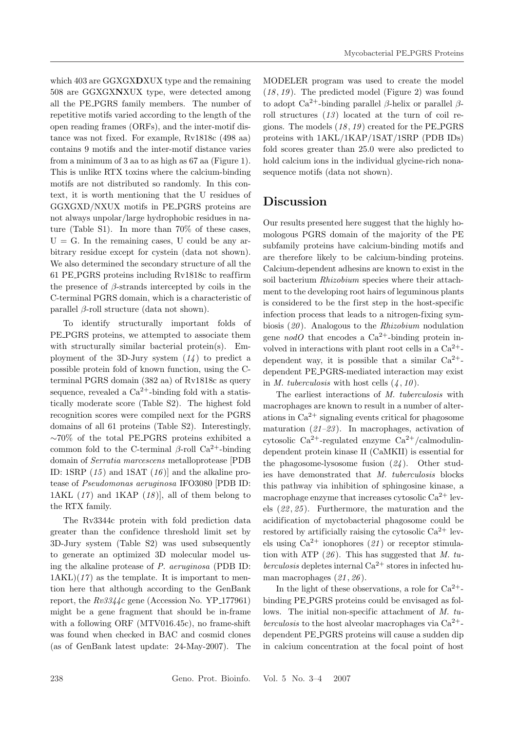which 403 are GGXGX**D**XUX type and the remaining 508 are GGXGX**N**XUX type, were detected among all the PE_PGRS family members. The number of repetitive motifs varied according to the length of the open reading frames (ORFs), and the inter-motif distance was not fixed. For example, Rv1818c (498 aa) contains 9 motifs and the inter-motif distance varies from a minimum of 3 aa to as high as 67 aa (Figure 1). This is unlike RTX toxins where the calcium-binding motifs are not distributed so randomly. In this context, it is worth mentioning that the U residues of GGXGXD/NXUX motifs in PE_PGRS proteins are not always unpolar/large hydrophobic residues in nature (Table S1). In more than 70% of these cases, U = G. In the remaining cases, U could be any arbitrary residue except for cystein (data not shown). We also determined the secondary structure of all the 61 PE_PGRS proteins including Rv1818c to reaffirm the presence of $\beta$-strands intercepted by coils in the C-terminal PGRS domain, which is a characteristic of parallel $\beta$-roll structure (data not shown).

To identify structurally important folds of PE_PGRS proteins, we attempted to associate them with structurally similar bacterial protein(s). Employment of the 3D-Jury system (*14*) to predict a possible protein fold of known function, using the C-terminal PGRS domain (382 aa) of Rv1818c as query sequence, revealed a $Ca^{2+}$-binding fold with a statistically moderate score (Table S2). The highest fold recognition scores were compiled next for the PGRS domains of all 61 proteins (Table S2). Interestingly, ~70% of the total PE_PGRS proteins exhibited a common fold to the C-terminal $\beta$-roll $Ca^{2+}$-binding domain of *Serratia marcescens* metalloprotease [PDB ID: 1SRP (*15*) and 1SAT (*16*)] and the alkaline protease of *Pseudomonas aeruginosa* IFO3080 [PDB ID: 1AKL (*17*) and 1KAP (*18*)], all of them belong to the RTX family.

The Rv3344c protein with fold prediction data greater than the confidence threshold limit set by 3D-Jury system (Table S2) was used subsequently to generate an optimized 3D molecular model using the alkaline protease of *P. aeruginosa* (PDB ID: 1AKL)(*17*) as the template. It is important to mention here that although according to the GenBank report, the *Rv3344c* gene (Accession No. YP_177961) might be a gene fragment that should be in-frame with a following ORF (MTV016.45c), no frame-shift was found when checked in BAC and cosmid clones (as of GenBank latest update: 24-May-2007). The MODELER program was used to create the model (*18*, *19*). The predicted model (Figure 2) was found to adopt $Ca^{2+}$-binding parallel $\beta$-helix or parallel $\beta$-roll structures (*13*) located at the turn of coil regions. The models (*18*, *19*) created for the PE_PGRS proteins with 1AKL/1KAP/1SAT/1SRP (PDB IDs) fold scores greater than 25.0 were also predicted to hold calcium ions in the individual glycine-rich nonasequence motifs (data not shown).

## Discussion

Our results presented here suggest that the highly homologous PGRS domain of the majority of the PE subfamily proteins have calcium-binding motifs and are therefore likely to be calcium-binding proteins. Calcium-dependent adhesins are known to exist in the soil bacterium *Rhizobium* species where their attachment to the developing root hairs of leguminous plants is considered to be the first step in the host-specific infection process that leads to a nitrogen-fixing symbiosis (*20*). Analogous to the *Rhizobium* nodulation gene *nodO* that encodes a $Ca^{2+}$-binding protein involved in interactions with plant root cells in a $Ca^{2+}$-dependent way, it is possible that a similar $Ca^{2+}$-dependent PE_PGRS-mediated interaction may exist in *M. tuberculosis* with host cells (*4*, *10*).

The earliest interactions of *M. tuberculosis* with macrophages are known to result in a number of alterations in $Ca^{2+}$ signaling events critical for phagosome maturation (*21–23*). In macrophages, activation of cytosolic $Ca^{2+}$-regulated enzyme $Ca^{2+}$/calmodulin-dependent protein kinase II (CaMKII) is essential for the phagosome-lysosome fusion (*24*). Other studies have demonstrated that *M. tuberculosis* blocks this pathway via inhibition of sphingosine kinase, a macrophage enzyme that increases cytosolic $Ca^{2+}$ levels (*22*, *25*). Furthermore, the maturation and the acidification of myctobacterial phagosome could be restored by artificially raising the cytosolic $Ca^{2+}$ levels using $Ca^{2+}$ ionophores (*21*) or receptor stimulation with ATP (*26*). This has suggested that *M. tuberculosis* depletes internal $Ca^{2+}$ stores in infected human macrophages (*21*, *26*).

In the light of these observations, a role for $Ca^{2+}$-binding PE_PGRS proteins could be envisaged as follows. The initial non-specific attachment of *M. tuberculosis* to the host alveolar macrophages via $Ca^{2+}$-dependent PE_PGRS proteins will cause a sudden dip in calcium concentration at the focal point of host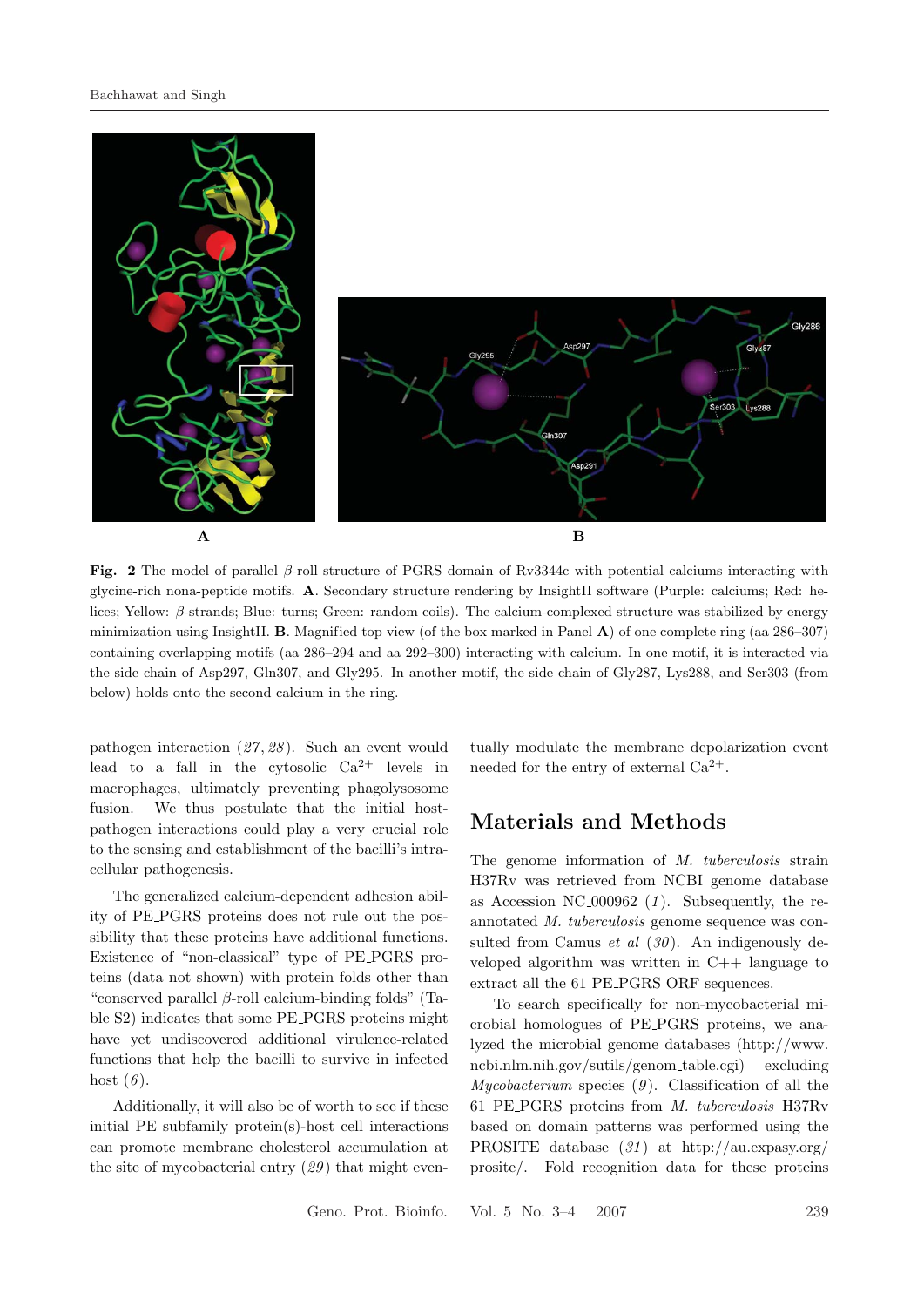**Fig. 2** The model of parallel $\beta$-roll structure of PGRS domain of Rv3344c with potential calciums interacting with glycine-rich nona-peptide motifs. **A**. Secondary structure rendering by InsightII software (Purple: calciums; Red: helices; Yellow: $\beta$-strands; Blue: turns; Green: random coils). The calcium-complexed structure was stabilized by energy minimization using InsightII. **B**. Magnified top view (of the box marked in Panel **A**) of one complete ring (aa 286–307) containing overlapping motifs (aa 286–294 and aa 292–300) interacting with calcium. In one motif, it is interacted via the side chain of Asp297, Gln307, and Gly295. In another motif, the side chain of Gly287, Lys288, and Ser303 (from below) holds onto the second calcium in the ring.

pathogen interaction (*27*, *28*). Such an event would lead to a fall in the cytosolic $Ca^{2+}$ levels in macrophages, ultimately preventing phagolysosome fusion. We thus postulate that the initial host-pathogen interactions could play a very crucial role to the sensing and establishment of the bacilli's intracellular pathogenesis.

The generalized calcium-dependent adhesion ability of PE_PGRS proteins does not rule out the possibility that these proteins have additional functions. Existence of "non-classical" type of PE_PGRS proteins (data not shown) with protein folds other than "conserved parallel $\beta$-roll calcium-binding folds" (Table S2) indicates that some PE_PGRS proteins might have yet undiscovered additional virulence-related functions that help the bacilli to survive in infected host (*6*).

Additionally, it will also be of worth to see if these initial PE subfamily protein(s)-host cell interactions can promote membrane cholesterol accumulation at the site of mycobacterial entry (*29*) that might eventually modulate the membrane depolarization event needed for the entry of external $Ca^{2+}$.

## Materials and Methods

The genome information of *M. tuberculosis* strain H37Rv was retrieved from NCBI genome database as Accession NC_000962 (*1*). Subsequently, the reannotated *M. tuberculosis* genome sequence was consulted from Camus *et al* (*30*). An indigenously developed algorithm was written in C++ language to extract all the 61 PE_PGRS ORF sequences.

To search specifically for non-mycobacterial microbial homologues of PE_PGRS proteins, we analyzed the microbial genome databases (http://www.ncbi.nlm.nih.gov/sutils/genom_table.cgi) excluding *Mycobacterium* species (*9*). Classification of all the 61 PE_PGRS proteins from *M. tuberculosis* H37Rv based on domain patterns was performed using the PROSITE database (*31*) at http://au.expasy.org/prosite/. Fold recognition data for these proteins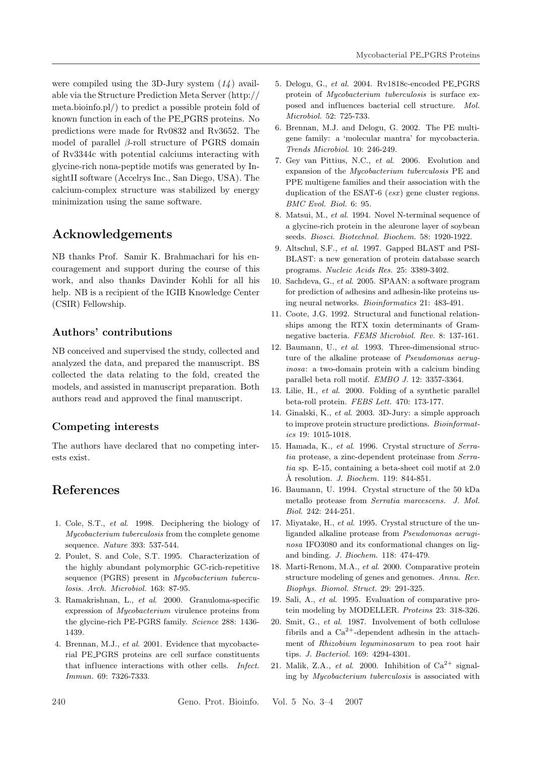were compiled using the 3D-Jury system (*14*) available via the Structure Prediction Meta Server (http://meta.bioinfo.pl/) to predict a possible protein fold of known function in each of the PE_PGRS proteins. No predictions were made for Rv0832 and Rv3652. The model of parallel $\beta$-roll structure of PGRS domain of Rv3344c with potential calciums interacting with glycine-rich nona-peptide motifs was generated by InsightII software (Accelrys Inc., San Diego, USA). The calcium-complex structure was stabilized by energy minimization using the same software.

# Acknowledgements

NB thanks Prof. Samir K. Brahmachari for his encouragement and support during the course of this work, and also thanks Davinder Kohli for all his help. NB is a recipient of the IGIB Knowledge Center (CSIR) Fellowship.

## Authors' contributions

NB conceived and supervised the study, collected and analyzed the data, and prepared the manuscript. BS collected the data relating to the fold, created the models, and assisted in manuscript preparation. Both authors read and approved the final manuscript.

## Competing interests

The authors have declared that no competing interests exist.

# References

1. Cole, S.T., *et al*. 1998. Deciphering the biology of *Mycobacterium tuberculosis* from the complete genome sequence. *Nature* 393: 537-544.
2. Poulet, S. and Cole, S.T. 1995. Characterization of the highly abundant polymorphic GC-rich-repetitive sequence (PGRS) present in *Mycobacterium tuberculosis*. *Arch. Microbiol.* 163: 87-95.
3. Ramakrishnan, L., *et al*. 2000. Granuloma-specific expression of *Mycobacterium* virulence proteins from the glycine-rich PE-PGRS family. *Science* 288: 1436-1439.
4. Brennan, M.J., *et al*. 2001. Evidence that mycobacterial PE_PGRS proteins are cell surface constituents that influence interactions with other cells. *Infect. Immun.* 69: 7326-7333.
5. Delogu, G., *et al*. 2004. Rv1818c-encoded PE_PGRS protein of *Mycobacterium tuberculosis* is surface exposed and influences bacterial cell structure. *Mol. Microbiol.* 52: 725-733.
6. Brennan, M.J. and Delogu, G. 2002. The PE multigene family: a 'molecular mantra' for mycobacteria. *Trends Microbiol.* 10: 246-249.
7. Gey van Pittius, N.C., *et al*. 2006. Evolution and expansion of the *Mycobacterium tuberculosis* PE and PPE multigene families and their association with the duplication of the ESAT-6 (*esx*) gene cluster regions. *BMC Evol. Biol.* 6: 95.
8. Matsui, M., *et al*. 1994. Novel N-terminal sequence of a glycine-rich protein in the aleurone layer of soybean seeds. *Biosci. Biotechnol. Biochem.* 58: 1920-1922.
9. Altschul, S.F., *et al*. 1997. Gapped BLAST and PSI-BLAST: a new generation of protein database search programs. *Nucleic Acids Res.* 25: 3389-3402.
10. Sachdeva, G., *et al*. 2005. SPAAN: a software program for prediction of adhesins and adhesin-like proteins using neural networks. *Bioinformatics* 21: 483-491.
11. Coote, J.G. 1992. Structural and functional relationships among the RTX toxin determinants of Gram-negative bacteria. *FEMS Microbiol. Rev.* 8: 137-161.
12. Baumann, U., *et al*. 1993. Three-dimensional structure of the alkaline protease of *Pseudomonas aeruginosa*: a two-domain protein with a calcium binding parallel beta roll motif. *EMBO J.* 12: 3357-3364.
13. Lilie, H., *et al*. 2000. Folding of a synthetic parallel beta-roll protein. *FEBS Lett.* 470: 173-177.
14. Ginalski, K., *et al*. 2003. 3D-Jury: a simple approach to improve protein structure predictions. *Bioinformatics* 19: 1015-1018.
15. Hamada, K., *et al*. 1996. Crystal structure of *Serratia* protease, a zinc-dependent proteinase from *Serratia* sp. E-15, containing a beta-sheet coil motif at 2.0 Å resolution. *J. Biochem.* 119: 844-851.
16. Baumann, U. 1994. Crystal structure of the 50 kDa metallo protease from *Serratia marcescens*. *J. Mol. Biol.* 242: 244-251.
17. Miyatake, H., *et al*. 1995. Crystal structure of the unliganded alkaline protease from *Pseudomonas aeruginosa* IFO3080 and its conformational changes on ligand binding. *J. Biochem.* 118: 474-479.
18. Marti-Renom, M.A., *et al*. 2000. Comparative protein structure modeling of genes and genomes. *Annu. Rev. Biophys. Biomol. Struct.* 29: 291-325.
19. Sali, A., *et al*. 1995. Evaluation of comparative protein modeling by MODELLER. *Proteins* 23: 318-326.
20. Smit, G., *et al*. 1987. Involvement of both cellulose fibrils and a $Ca^{2+}$-dependent adhesin in the attachment of *Rhizobium leguminosarum* to pea root hair tips. *J. Bacteriol.* 169: 4294-4301.
21. Malik, Z.A., *et al*. 2000. Inhibition of $Ca^{2+}$ signaling by *Mycobacterium tuberculosis* is associated with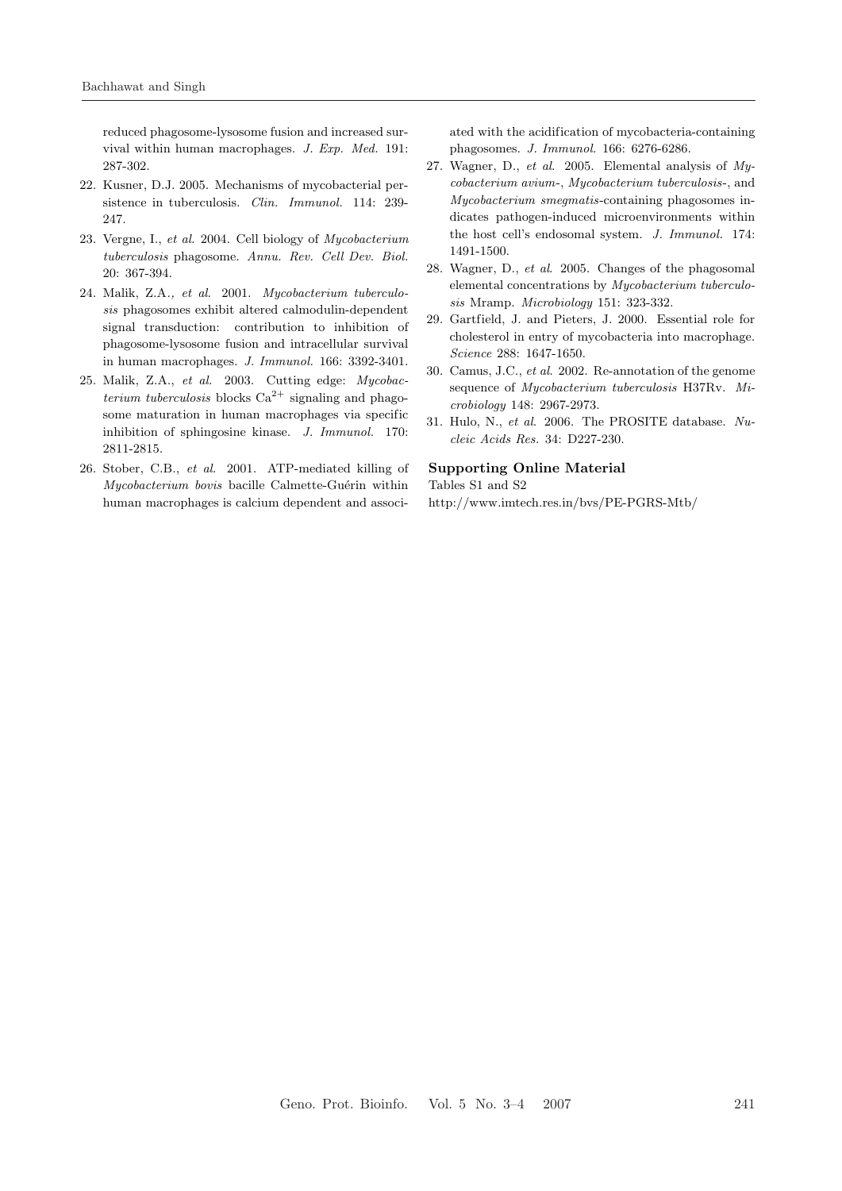reduced phagosome-lysosome fusion and increased survival within human macrophages. *J. Exp. Med.* 191: 287-302.

22. Kusner, D.J. 2005. Mechanisms of mycobacterial persistence in tuberculosis. *Clin. Immunol.* 114: 239-247.
23. Vergne, I., *et al*. 2004. Cell biology of *Mycobacterium tuberculosis* phagosome. *Annu. Rev. Cell Dev. Biol.* 20: 367-394.
24. Malik, Z.A., *et al.* 2001. *Mycobacterium tuberculosis* phagosomes exhibit altered calmodulin-dependent signal transduction: contribution to inhibition of phagosome-lysosome fusion and intracellular survival in human macrophages. *J. Immunol.* 166: 3392-3401.
25. Malik, Z.A., *et al.* 2003. Cutting edge: *Mycobacterium tuberculosis* blocks $Ca^{2+}$ signaling and phagosome maturation in human macrophages via specific inhibition of sphingosine kinase. *J. Immunol.* 170: 2811-2815.
26. Stober, C.B., *et al.* 2001. ATP-mediated killing of *Mycobacterium bovis* bacille Calmette-Guérin within human macrophages is calcium dependent and associated with the acidification of mycobacteria-containing phagosomes. *J. Immunol.* 166: 6276-6286.
27. Wagner, D., *et al*. 2005. Elemental analysis of *Mycobacterium avium*-, *Mycobacterium tuberculosis*-, and *Mycobacterium smegmatis*-containing phagosomes indicates pathogen-induced microenvironments within the host cell's endosomal system. *J. Immunol.* 174: 1491-1500.
28. Wagner, D., *et al*. 2005. Changes of the phagosomal elemental concentrations by *Mycobacterium tuberculosis* Mramp. *Microbiology* 151: 323-332.
29. Gartfield, J. and Pieters, J. 2000. Essential role for cholesterol in entry of mycobacteria into macrophage. *Science* 288: 1647-1650.
30. Camus, J.C., *et al*. 2002. Re-annotation of the genome sequence of *Mycobacterium tuberculosis* H37Rv. *Microbiology* 148: 2967-2973.
31. Hulo, N., *et al*. 2006. The PROSITE database. *Nucleic Acids Res.* 34: D227-230.

**Supporting Online Material**

Tables S1 and S2

http://www.imtech.res.in/bvs/PE-PGRS-Mtb/